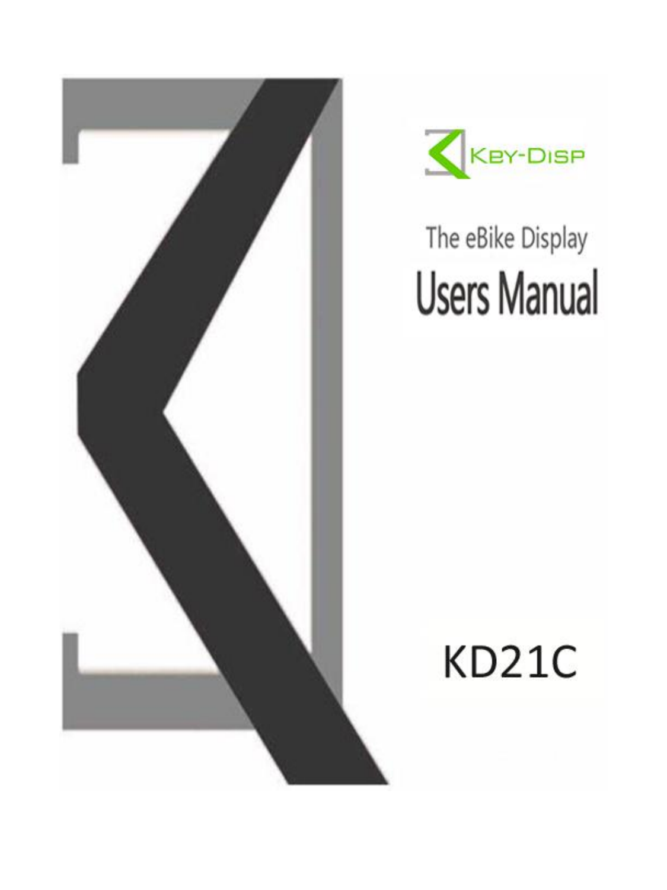KEY-DISP

The eBike Display

# Users Manual

KD21C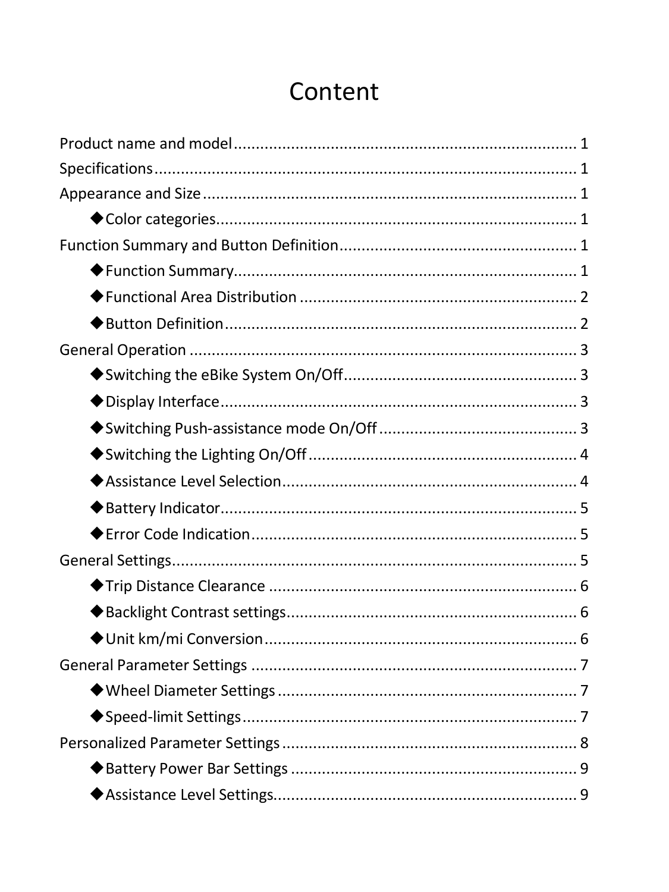# Content

Product name and model ............................................................................ 1

Specifications ............................................................................................ 1

Appearance and Size .................................................................................. 1

◆Color categories.................................................................................. 1

Function Summary and Button Definition ..................................................... 1

◆Function Summary.............................................................................. 1

◆Functional Area Distribution ................................................................ 2

◆Button Definition ................................................................................. 2

General Operation ...................................................................................... 3

◆Switching the eBike System On/Off...................................................... 3

◆Display Interface ................................................................................. 3

◆Switching Push-assistance mode On/Off .............................................. 3

◆Switching the Lighting On/Off .............................................................. 4

◆Assistance Level Selection .................................................................... 4

◆Battery Indicator.................................................................................. 5

◆Error Code Indication ........................................................................... 5

General Settings .......................................................................................... 5

◆Trip Distance Clearance ....................................................................... 6

◆Backlight Contrast settings ................................................................... 6

◆Unit km/mi Conversion ........................................................................ 6

General Parameter Settings ......................................................................... 7

◆Wheel Diameter Settings ..................................................................... 7

◆Speed-limit Settings ............................................................................. 7

Personalized Parameter Settings .................................................................. 8

◆Battery Power Bar Settings .................................................................. 9

◆Assistance Level Settings...................................................................... 9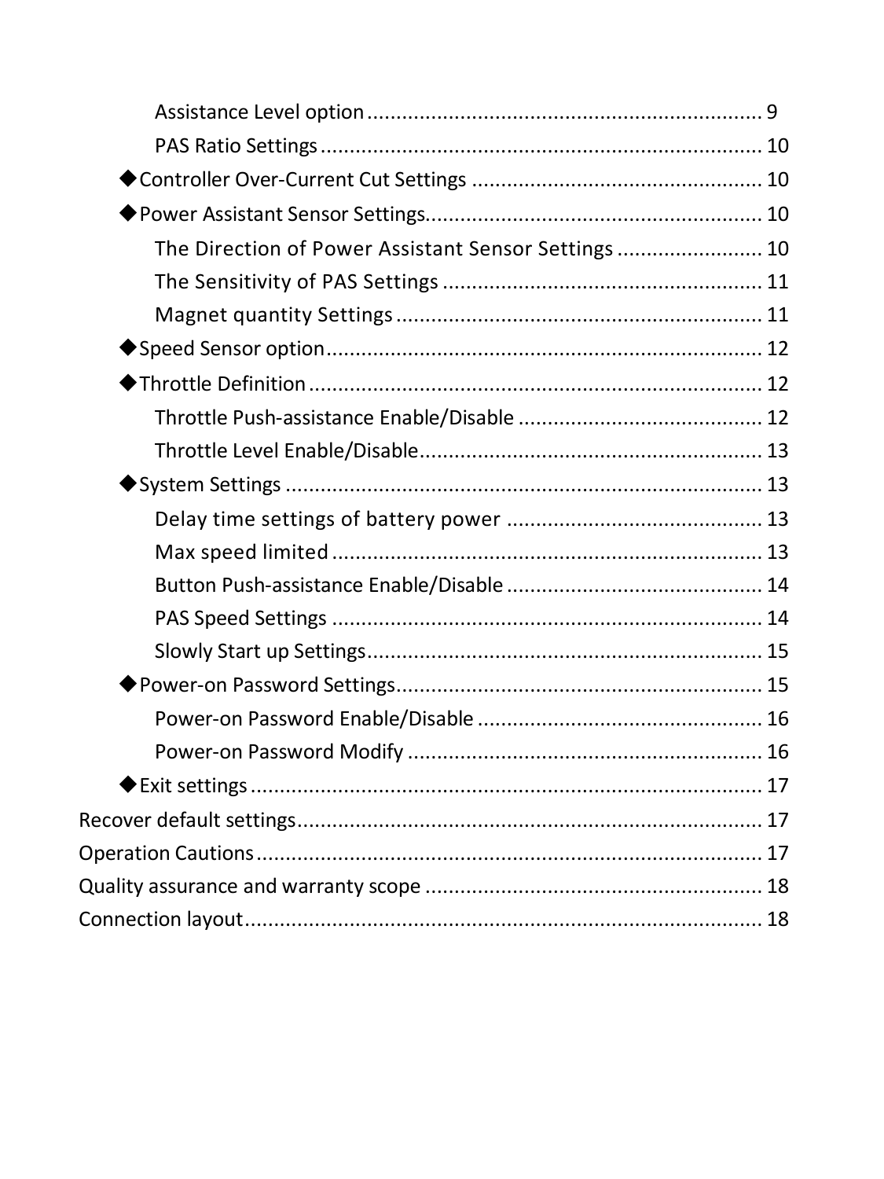Assistance Level option ..................................................................... 9

PAS Ratio Settings ........................................................................... 10

◆Controller Over-Current Cut Settings .................................................. 10

◆Power Assistant Sensor Settings......................................................... 10

The Direction of Power Assistant Sensor Settings ......................... 10

The Sensitivity of PAS Settings ....................................................... 11

Magnet quantity Settings ............................................................... 11

◆Speed Sensor option........................................................................... 12

◆Throttle Definition .............................................................................. 12

Throttle Push-assistance Enable/Disable .......................................... 12

Throttle Level Enable/Disable........................................................... 13

◆System Settings .................................................................................. 13

Delay time settings of battery power ............................................ 13

Max speed limited .......................................................................... 13

Button Push-assistance Enable/Disable ............................................ 14

PAS Speed Settings ......................................................................... 14

Slowly Start up Settings.................................................................... 15

◆Power-on Password Settings............................................................... 15

Power-on Password Enable/Disable ................................................. 16

Power-on Password Modify ............................................................. 16

◆Exit settings ......................................................................................... 17

Recover default settings................................................................................. 17

Operation Cautions........................................................................................ 17

Quality assurance and warranty scope ........................................................... 18

Connection layout........................................................................................... 18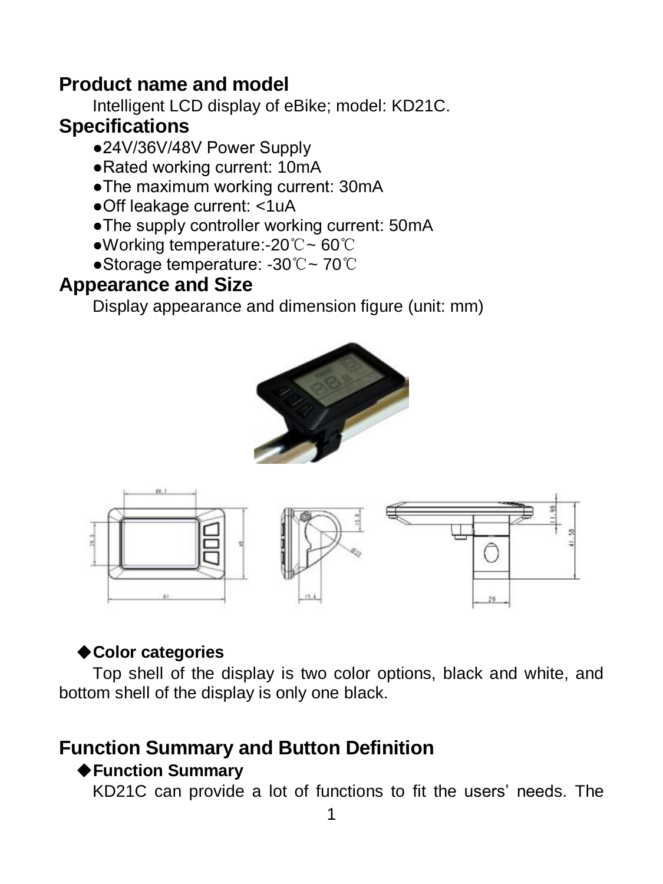## Product name and model

Intelligent LCD display of eBike; model: KD21C.

## Specifications

- ●24V/36V/48V Power Supply
- ●Rated working current: 10mA
- ●The maximum working current: 30mA
- ●Off leakage current: <1uA
- ●The supply controller working current: 50mA
- ●Working temperature:-20℃~ 60℃
- ●Storage temperature: -30℃~ 70℃

## Appearance and Size

Display appearance and dimension figure (unit: mm)

### ◆Color categories

Top shell of the display is two color options, black and white, and bottom shell of the display is only one black.

## Function Summary and Button Definition

### ◆Function Summary

KD21C can provide a lot of functions to fit the users' needs. The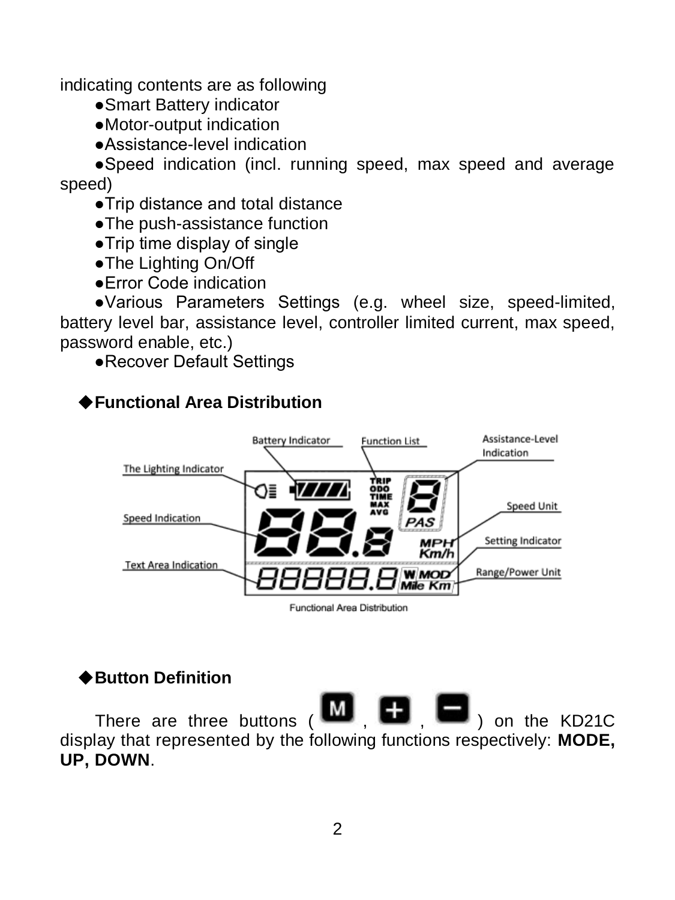indicating contents are as following

- Smart Battery indicator
- Motor-output indication
- Assistance-level indication
- Speed indication (incl. running speed, max speed and average speed)
- Trip distance and total distance
- The push-assistance function
- Trip time display of single
- The Lighting On/Off
- Error Code indication
- Various Parameters Settings (e.g. wheel size, speed-limited, battery level bar, assistance level, controller limited current, max speed, password enable, etc.)
- Recover Default Settings

### ◆Functional Area Distribution

Battery Indicator, Function List, Assistance-Level Indication, The Lighting Indicator, Speed Indication, Speed Unit, Setting Indicator, Text Area Indication, Range/Power Unit

Functional Area Distribution

### ◆Button Definition

There are three buttons (M, +, −) on the KD21C display that represented by the following functions respectively: **MODE, UP, DOWN**.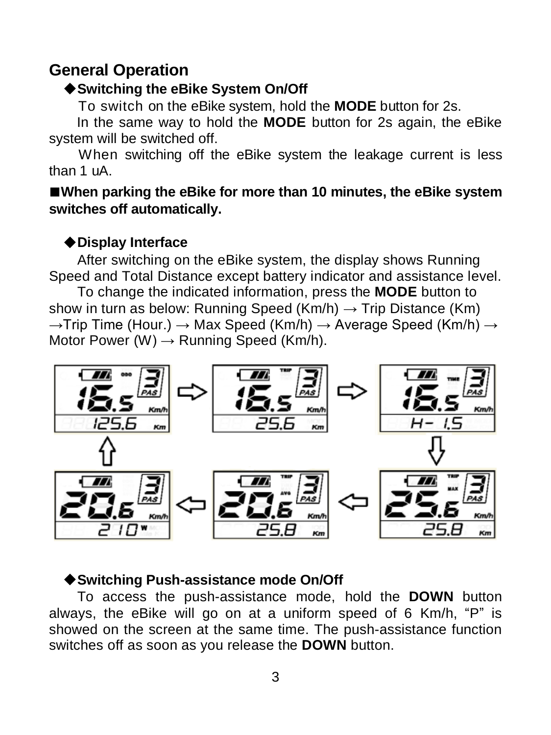## General Operation

### ◆Switching the eBike System On/Off

To switch on the eBike system, hold the **MODE** button for 2s.

In the same way to hold the **MODE** button for 2s again, the eBike system will be switched off.

When switching off the eBike system the leakage current is less than 1 uA.

■**When parking the eBike for more than 10 minutes, the eBike system switches off automatically.**

### ◆Display Interface

After switching on the eBike system, the display shows Running Speed and Total Distance except battery indicator and assistance level.

To change the indicated information, press the **MODE** button to show in turn as below: Running Speed (Km/h) → Trip Distance (Km) →Trip Time (Hour.) → Max Speed (Km/h) → Average Speed (Km/h) → Motor Power (W) → Running Speed (Km/h).

### ◆Switching Push-assistance mode On/Off

To access the push-assistance mode, hold the **DOWN** button always, the eBike will go on at a uniform speed of 6 Km/h, "P" is showed on the screen at the same time. The push-assistance function switches off as soon as you release the **DOWN** button.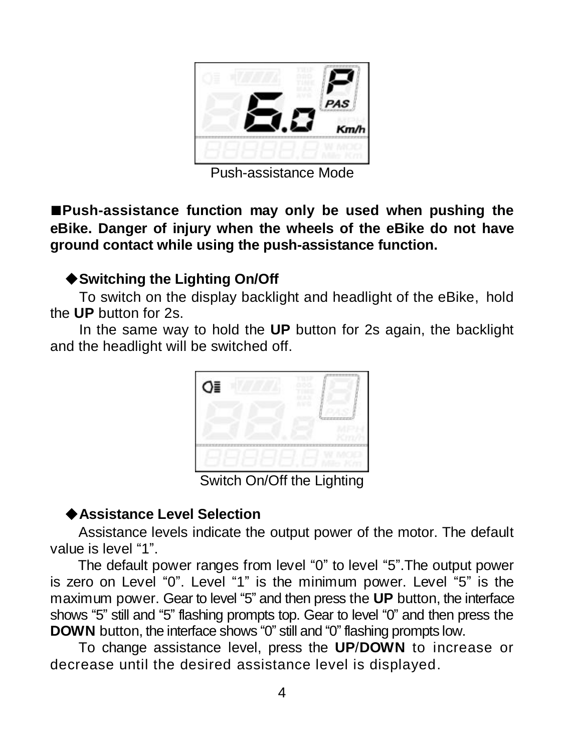Push-assistance Mode

■**Push-assistance function may only be used when pushing the eBike. Danger of injury when the wheels of the eBike do not have ground contact while using the push-assistance function.**

### ◆Switching the Lighting On/Off

To switch on the display backlight and headlight of the eBike, hold the **UP** button for 2s.

In the same way to hold the **UP** button for 2s again, the backlight and the headlight will be switched off.

Switch On/Off the Lighting

### ◆Assistance Level Selection

Assistance levels indicate the output power of the motor. The default value is level “1”.

The default power ranges from level “0” to level “5”.The output power is zero on Level “0”. Level “1” is the minimum power. Level “5” is the maximum power. Gear to level “5” and then press the **UP** button, the interface shows “5” still and “5” flashing prompts top. Gear to level “0” and then press the **DOWN** button, the interface shows “0” still and “0” flashing prompts low.

To change assistance level, press the **UP**/**DOWN** to increase or decrease until the desired assistance level is displayed.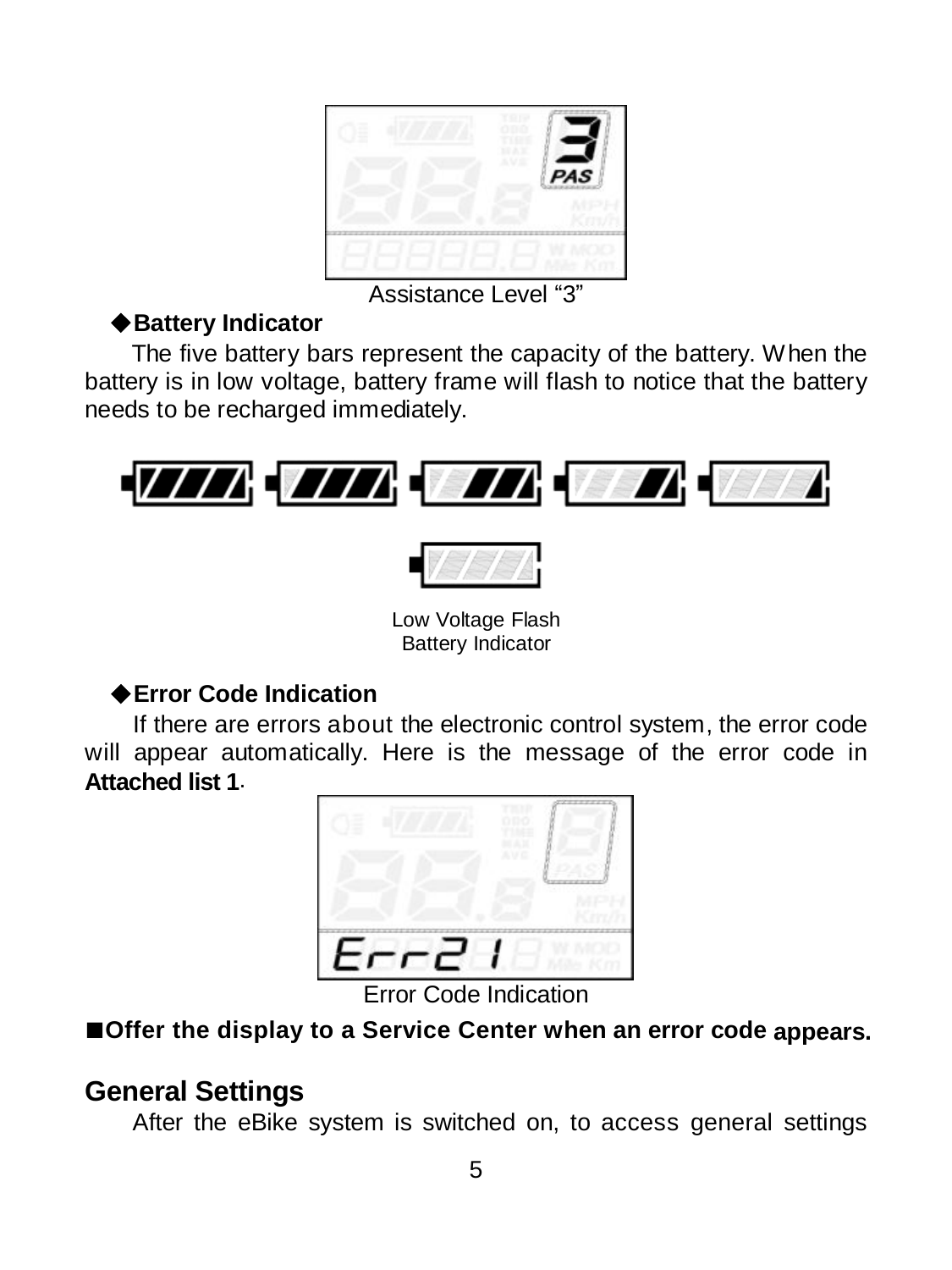Assistance Level "3"

◆**Battery Indicator**

The five battery bars represent the capacity of the battery. When the battery is in low voltage, battery frame will flash to notice that the battery needs to be recharged immediately.

Low Voltage Flash
Battery Indicator

◆**Error Code Indication**

If there are errors about the electronic control system, the error code will appear automatically. Here is the message of the error code in **Attached list 1**.

Error Code Indication

■**Offer the display to a Service Center when an error code appears.**

## General Settings

After the eBike system is switched on, to access general settings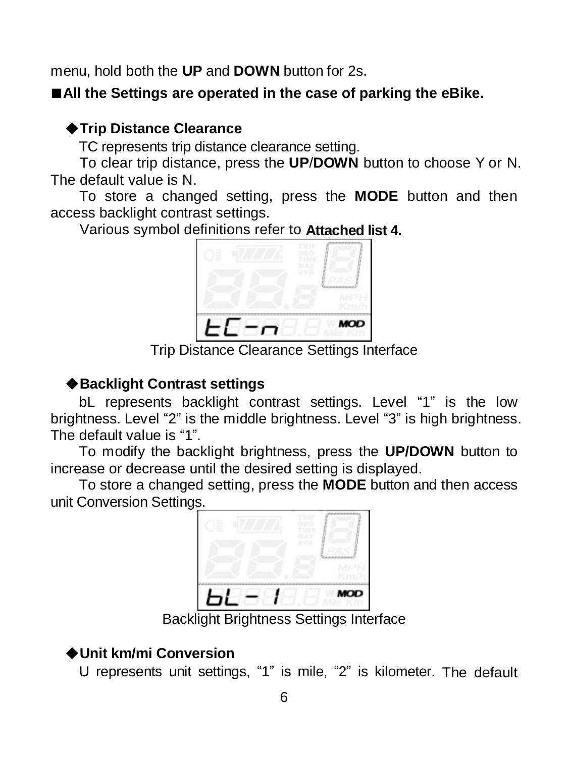menu, hold both the **UP** and **DOWN** button for 2s.

■**All the Settings are operated in the case of parking the eBike.**

◆**Trip Distance Clearance**

TC represents trip distance clearance setting.

To clear trip distance, press the **UP**/**DOWN** button to choose Y or N. The default value is N.

To store a changed setting, press the **MODE** button and then access backlight contrast settings.

Various symbol definitions refer to **Attached list 4.**

Trip Distance Clearance Settings Interface

◆**Backlight Contrast settings**

bL represents backlight contrast settings. Level “1” is the low brightness. Level “2” is the middle brightness. Level “3” is high brightness. The default value is “1”.

To modify the backlight brightness, press the **UP/DOWN** button to increase or decrease until the desired setting is displayed.

To store a changed setting, press the **MODE** button and then access unit Conversion Settings.

Backlight Brightness Settings Interface

◆**Unit km/mi Conversion**

U represents unit settings, “1” is mile, “2” is kilometer. The default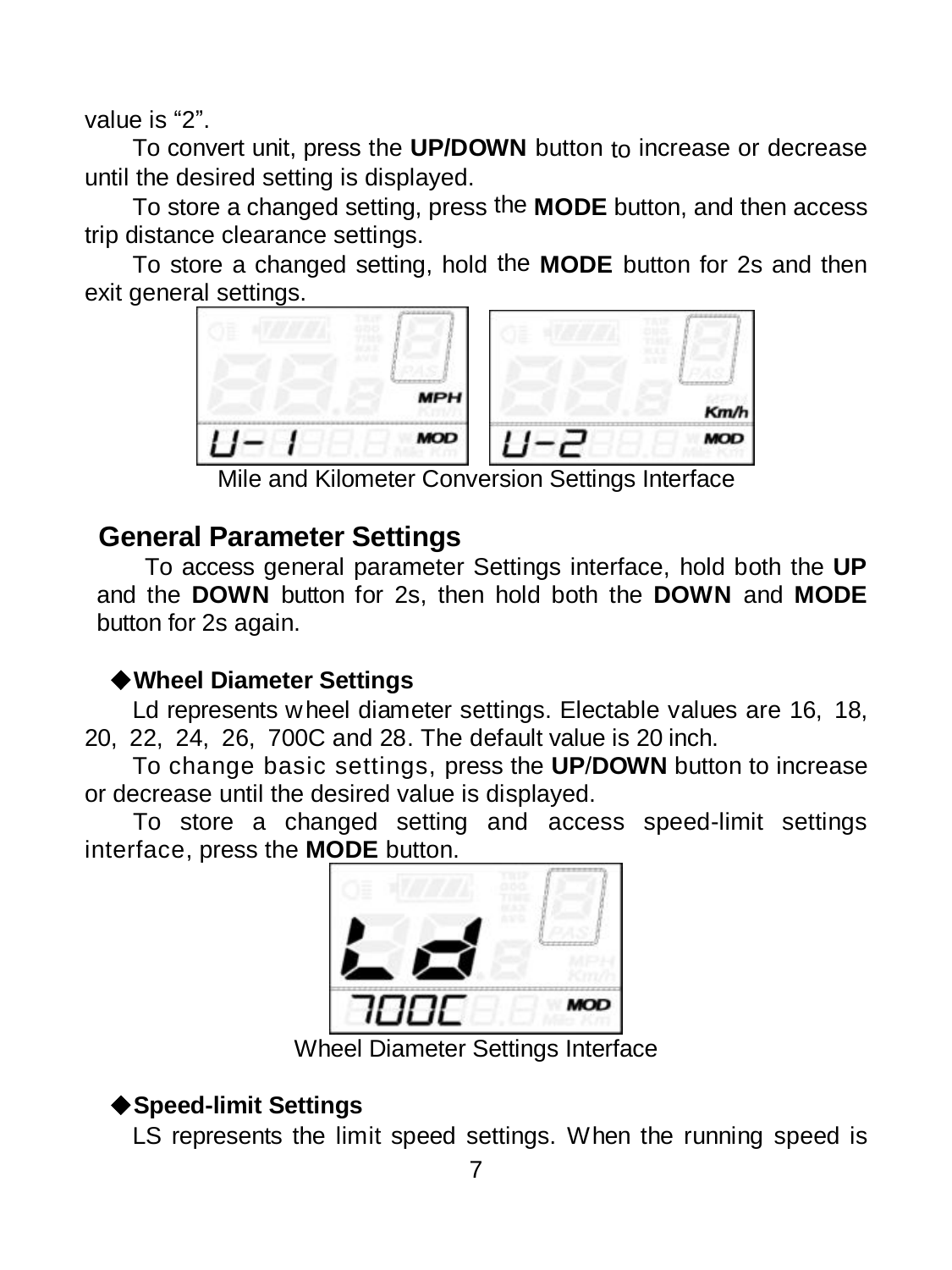value is “2”.

To convert unit, press the **UP/DOWN** button to increase or decrease until the desired setting is displayed.

To store a changed setting, press the **MODE** button, and then access trip distance clearance settings.

To store a changed setting, hold the **MODE** button for 2s and then exit general settings.

Mile and Kilometer Conversion Settings Interface

## General Parameter Settings

To access general parameter Settings interface, hold both the **UP** and the **DOWN** button for 2s, then hold both the **DOWN** and **MODE** button for 2s again.

### ◆Wheel Diameter Settings

Ld represents wheel diameter settings. Electable values are 16, 18, 20, 22, 24, 26, 700C and 28. The default value is 20 inch.

To change basic settings, press the **UP**/**DOWN** button to increase or decrease until the desired value is displayed.

To store a changed setting and access speed-limit settings interface, press the **MODE** button.

Wheel Diameter Settings Interface

### ◆Speed-limit Settings

LS represents the limit speed settings. When the running speed is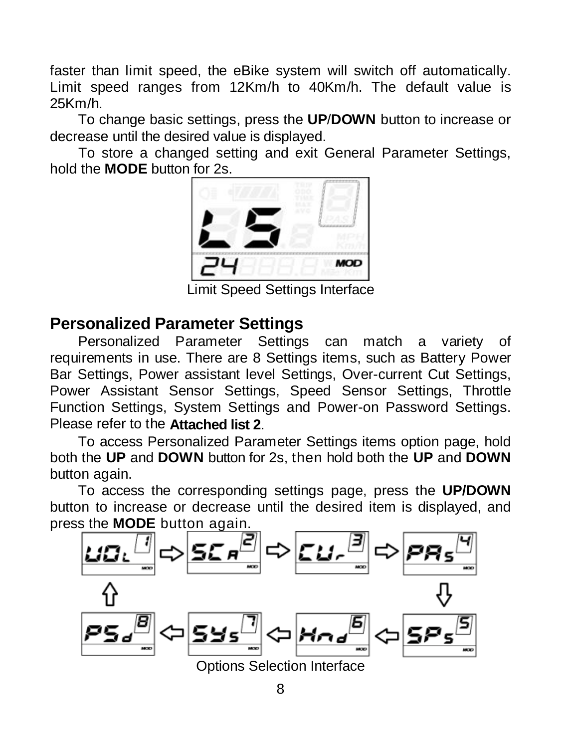faster than limit speed, the eBike system will switch off automatically. Limit speed ranges from 12Km/h to 40Km/h. The default value is 25Km/h.

To change basic settings, press the **UP**/**DOWN** button to increase or decrease until the desired value is displayed.

To store a changed setting and exit General Parameter Settings, hold the **MODE** button for 2s.

Limit Speed Settings Interface

## Personalized Parameter Settings

Personalized Parameter Settings can match a variety of requirements in use. There are 8 Settings items, such as Battery Power Bar Settings, Power assistant level Settings, Over-current Cut Settings, Power Assistant Sensor Settings, Speed Sensor Settings, Throttle Function Settings, System Settings and Power-on Password Settings. Please refer to the **Attached list 2**.

To access Personalized Parameter Settings items option page, hold both the **UP** and **DOWN** button for 2s, then hold both the **UP** and **DOWN** button again.

To access the corresponding settings page, press the **UP/DOWN** button to increase or decrease until the desired item is displayed, and press the **MODE** button again.

Options Selection Interface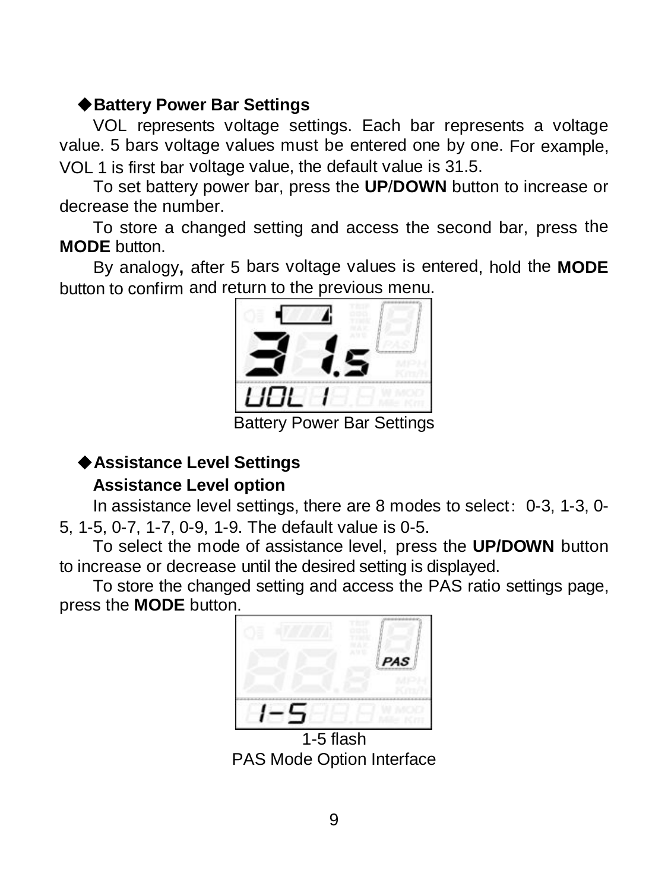### ◆Battery Power Bar Settings

VOL represents voltage settings. Each bar represents a voltage value. 5 bars voltage values must be entered one by one. For example, VOL 1 is first bar voltage value, the default value is 31.5.

To set battery power bar, press the **UP**/**DOWN** button to increase or decrease the number.

To store a changed setting and access the second bar, press the **MODE** button.

By analogy**,** after 5 bars voltage values is entered, hold the **MODE** button to confirm and return to the previous menu.

Battery Power Bar Settings

### ◆Assistance Level Settings

**Assistance Level option**

In assistance level settings, there are 8 modes to select：0-3, 1-3, 0-5, 1-5, 0-7, 1-7, 0-9, 1-9. The default value is 0-5.

To select the mode of assistance level, press the **UP/DOWN** button to increase or decrease until the desired setting is displayed.

To store the changed setting and access the PAS ratio settings page, press the **MODE** button.

1-5 flash

PAS Mode Option Interface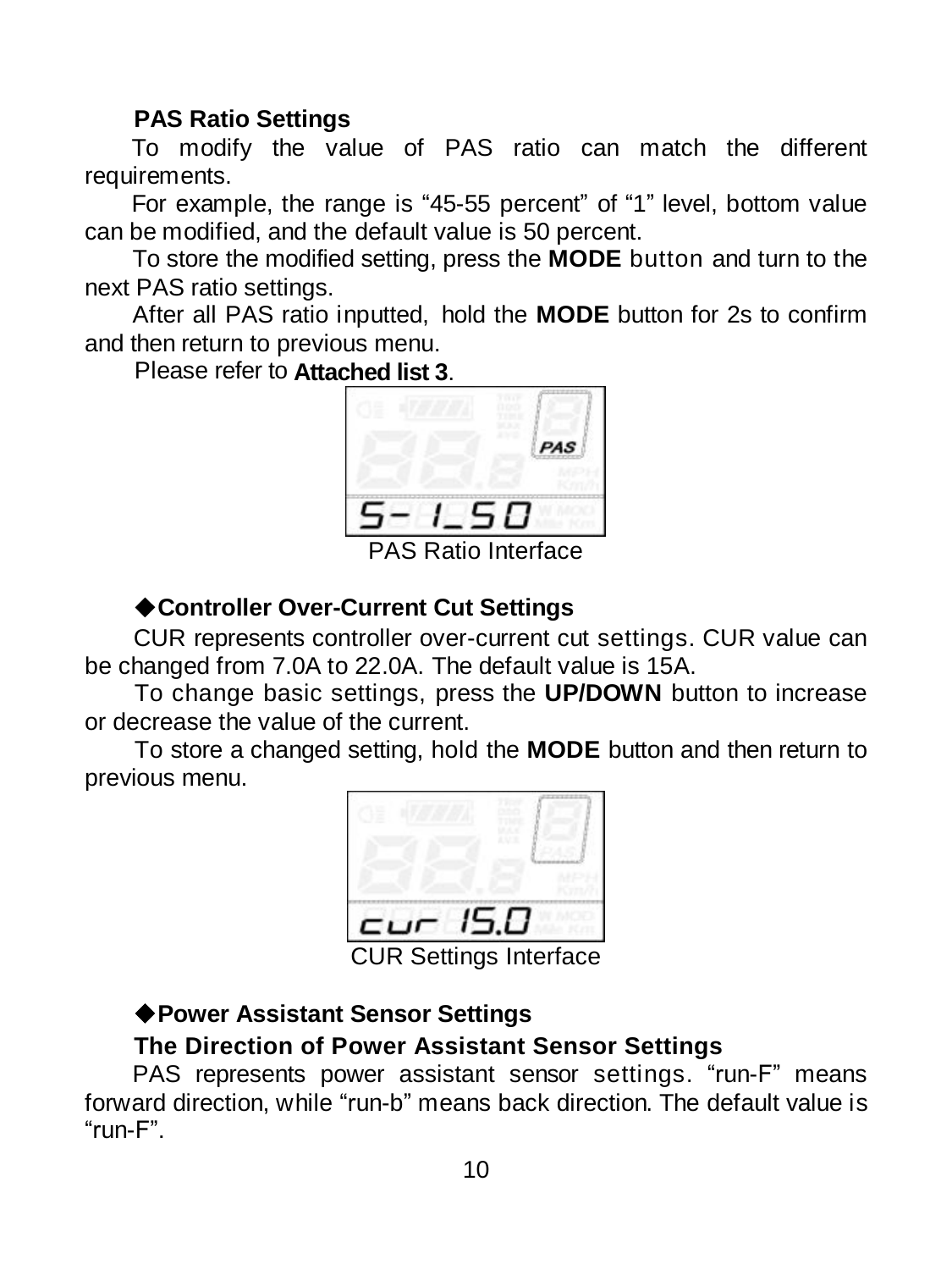**PAS Ratio Settings**

To modify the value of PAS ratio can match the different requirements.

For example, the range is “45-55 percent” of “1” level, bottom value can be modified, and the default value is 50 percent.

To store the modified setting, press the **MODE** button and turn to the next PAS ratio settings.

After all PAS ratio inputted, hold the **MODE** button for 2s to confirm and then return to previous menu.

Please refer to **Attached list 3**.

PAS Ratio Interface

### ◆Controller Over-Current Cut Settings

CUR represents controller over-current cut settings. CUR value can be changed from 7.0A to 22.0A. The default value is 15A.

To change basic settings, press the **UP/DOWN** button to increase or decrease the value of the current.

To store a changed setting, hold the **MODE** button and then return to previous menu.

CUR Settings Interface

### ◆Power Assistant Sensor Settings

**The Direction of Power Assistant Sensor Settings**

PAS represents power assistant sensor settings. “run-F” means forward direction, while “run-b” means back direction. The default value is “run-F”.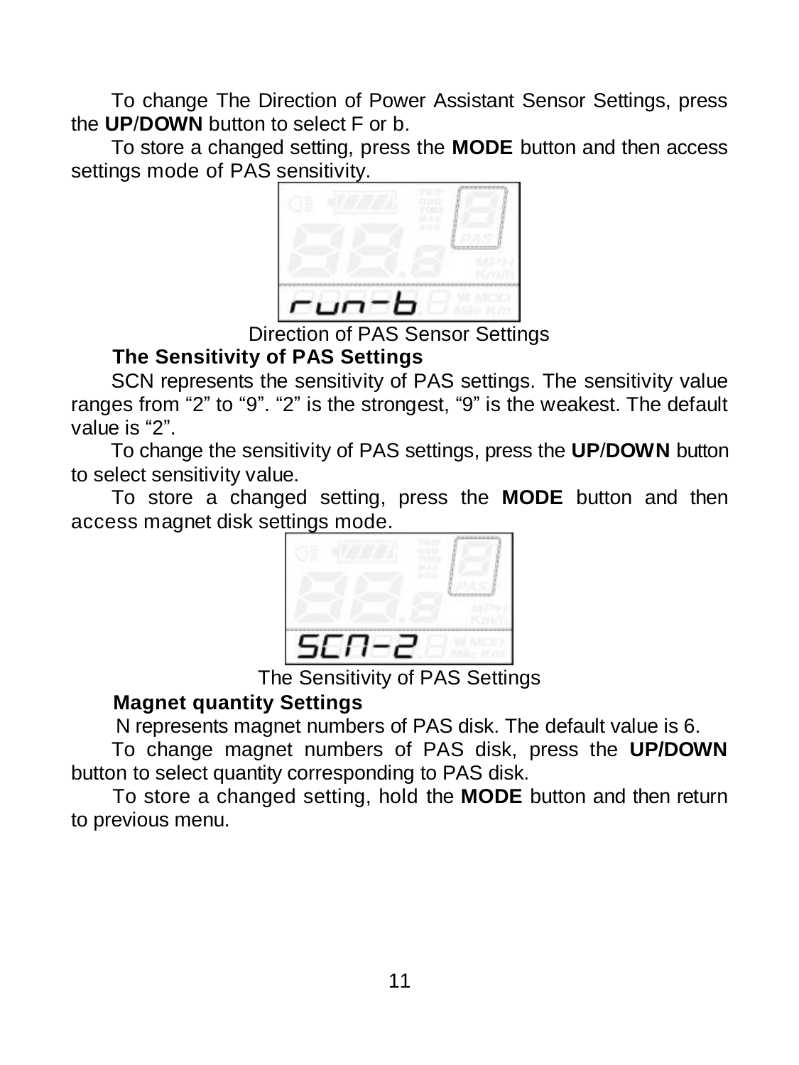To change The Direction of Power Assistant Sensor Settings, press the **UP**/**DOWN** button to select F or b.

To store a changed setting, press the **MODE** button and then access settings mode of PAS sensitivity.

Direction of PAS Sensor Settings

**The Sensitivity of PAS Settings**

SCN represents the sensitivity of PAS settings. The sensitivity value ranges from “2” to “9”. “2” is the strongest, “9” is the weakest. The default value is “2”.

To change the sensitivity of PAS settings, press the **UP**/**DOWN** button to select sensitivity value.

To store a changed setting, press the **MODE** button and then access magnet disk settings mode.

The Sensitivity of PAS Settings

**Magnet quantity Settings**

N represents magnet numbers of PAS disk. The default value is 6.

To change magnet numbers of PAS disk, press the **UP/DOWN** button to select quantity corresponding to PAS disk.

To store a changed setting, hold the **MODE** button and then return to previous menu.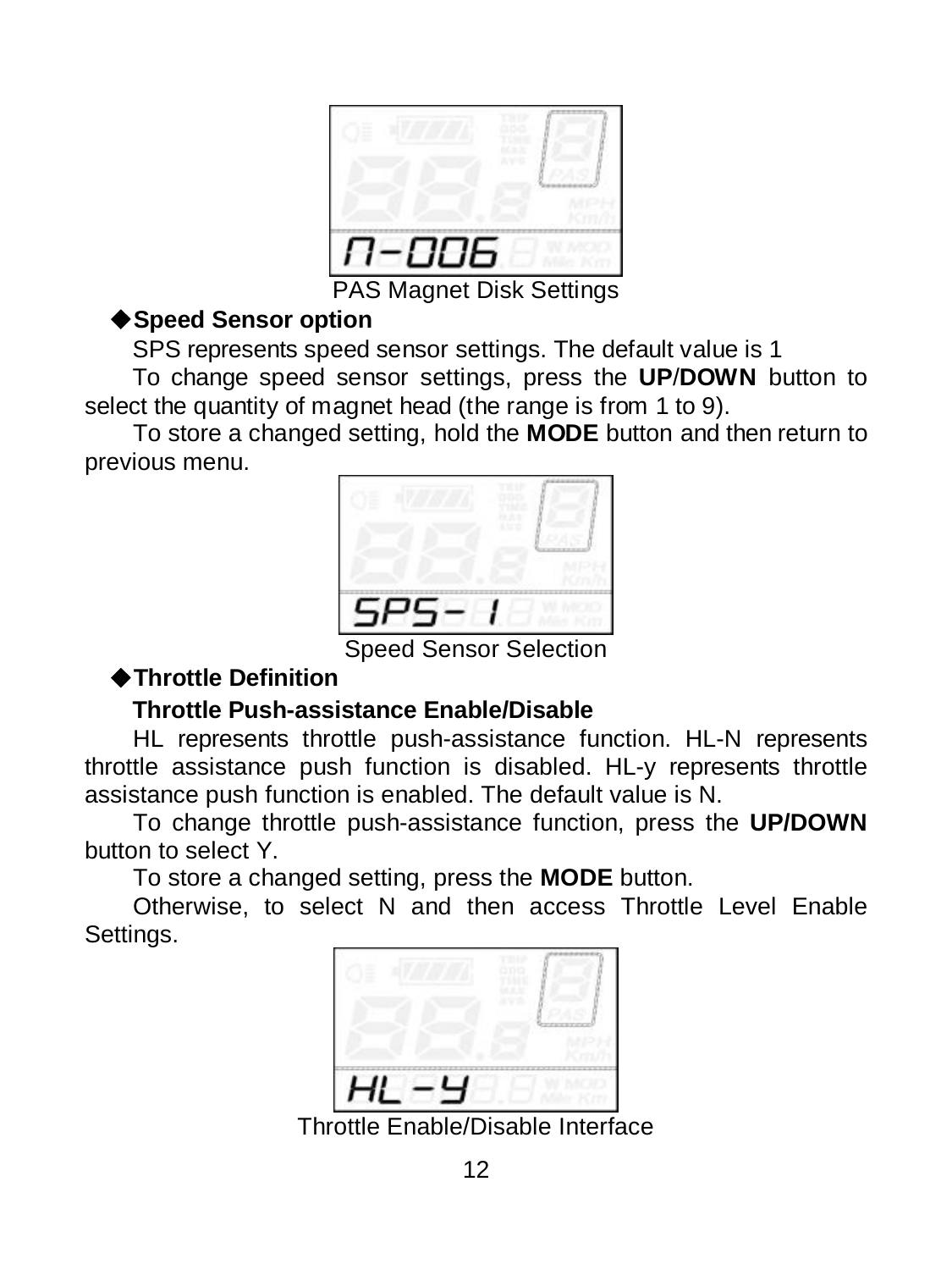PAS Magnet Disk Settings

◆**Speed Sensor option**

SPS represents speed sensor settings. The default value is 1

To change speed sensor settings, press the **UP**/**DOWN** button to select the quantity of magnet head (the range is from 1 to 9).

To store a changed setting, hold the **MODE** button and then return to previous menu.

Speed Sensor Selection

◆**Throttle Definition**

**Throttle Push-assistance Enable/Disable**

HL represents throttle push-assistance function. HL-N represents throttle assistance push function is disabled. HL-y represents throttle assistance push function is enabled. The default value is N.

To change throttle push-assistance function, press the **UP/DOWN** button to select Y.

To store a changed setting, press the **MODE** button.

Otherwise, to select N and then access Throttle Level Enable Settings.

Throttle Enable/Disable Interface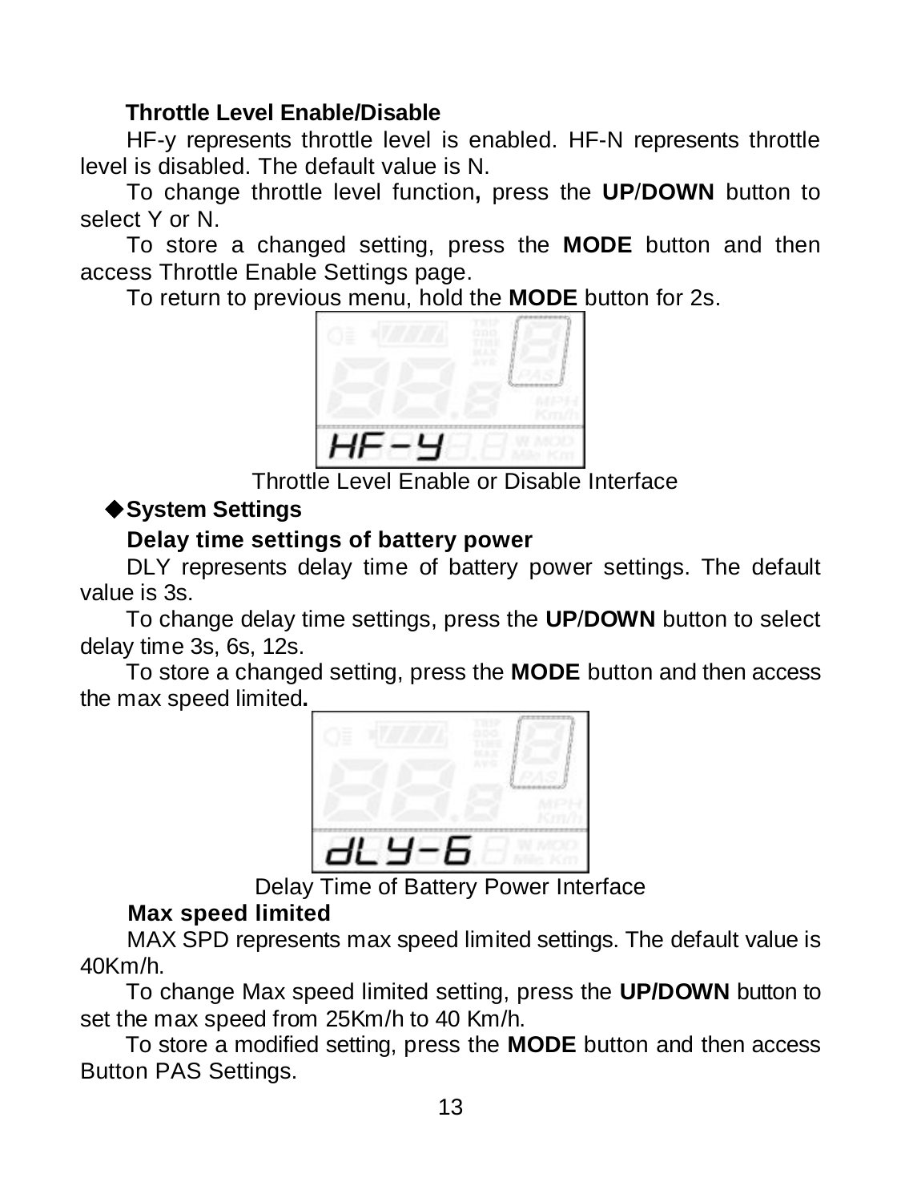**Throttle Level Enable/Disable**

HF-y represents throttle level is enabled. HF-N represents throttle level is disabled. The default value is N.

To change throttle level function**,** press the **UP**/**DOWN** button to select Y or N.

To store a changed setting, press the **MODE** button and then access Throttle Enable Settings page.

To return to previous menu, hold the **MODE** button for 2s.

Throttle Level Enable or Disable Interface

◆**System Settings**

**Delay time settings of battery power**

DLY represents delay time of battery power settings. The default value is 3s.

To change delay time settings, press the **UP**/**DOWN** button to select delay time 3s, 6s, 12s.

To store a changed setting, press the **MODE** button and then access the max speed limited**.**

Delay Time of Battery Power Interface

**Max speed limited**

MAX SPD represents max speed limited settings. The default value is 40Km/h.

To change Max speed limited setting, press the **UP/DOWN** button to set the max speed from 25Km/h to 40 Km/h.

To store a modified setting, press the **MODE** button and then access Button PAS Settings.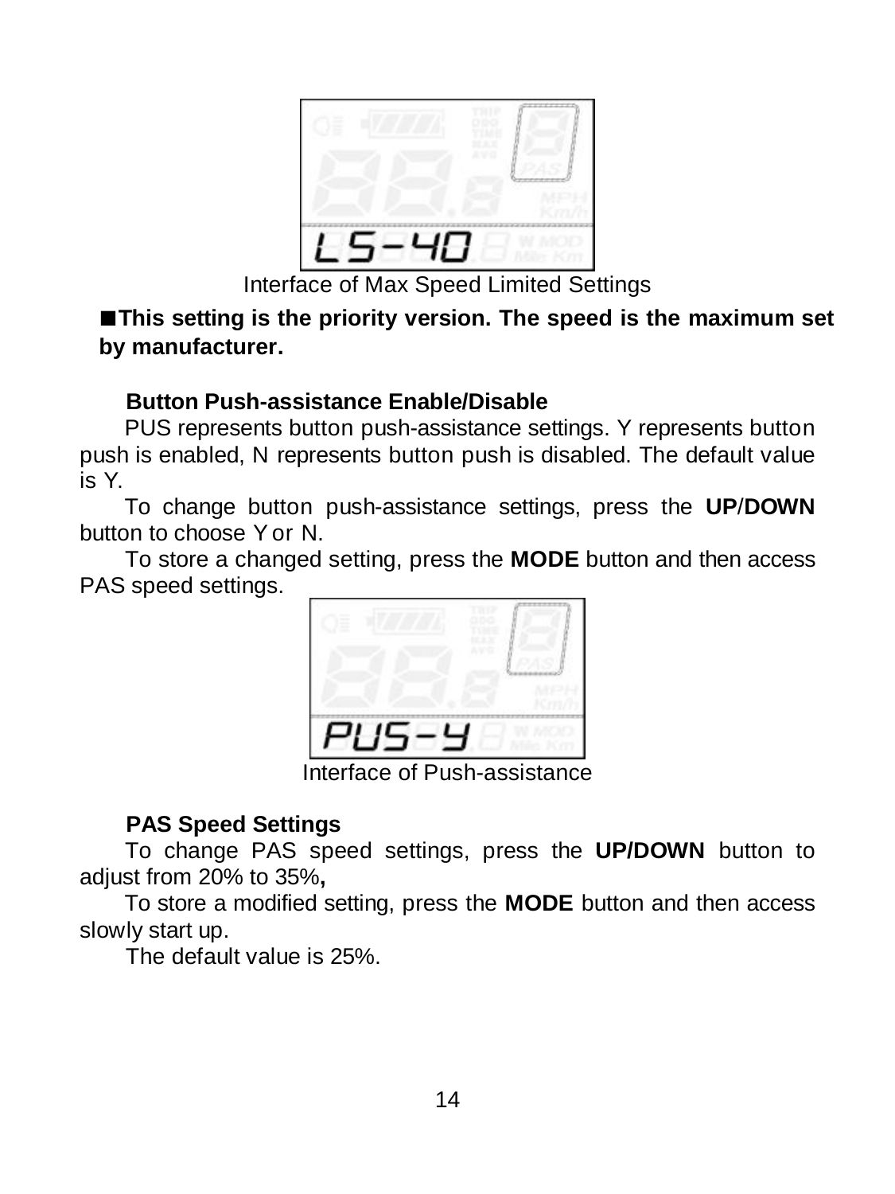Interface of Max Speed Limited Settings

■**This setting is the priority version. The speed is the maximum set by manufacturer.**

**Button Push-assistance Enable/Disable**

PUS represents button push-assistance settings. Y represents button push is enabled, N represents button push is disabled. The default value is Y.

To change button push-assistance settings, press the **UP**/**DOWN** button to choose Y or N.

To store a changed setting, press the **MODE** button and then access PAS speed settings.

Interface of Push-assistance

**PAS Speed Settings**

To change PAS speed settings, press the **UP/DOWN** button to adjust from 20% to 35%**,**

To store a modified setting, press the **MODE** button and then access slowly start up.

The default value is 25%.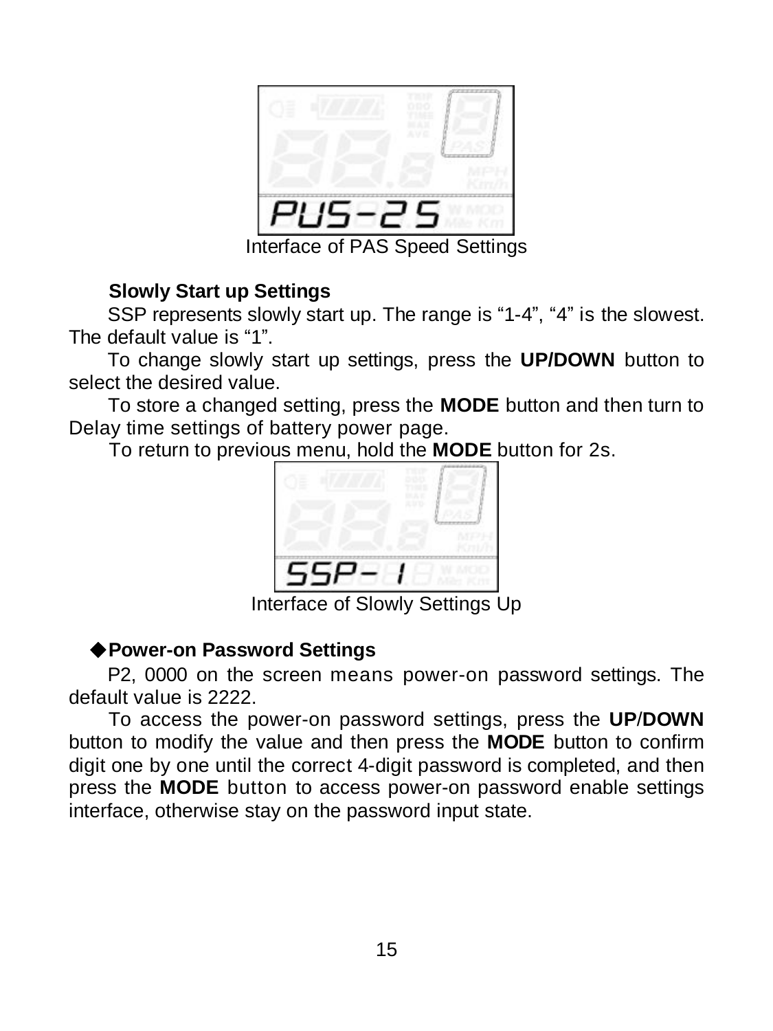Interface of PAS Speed Settings

**Slowly Start up Settings**

SSP represents slowly start up. The range is “1-4”, “4” is the slowest. The default value is “1”.

To change slowly start up settings, press the **UP/DOWN** button to select the desired value.

To store a changed setting, press the **MODE** button and then turn to Delay time settings of battery power page.

To return to previous menu, hold the **MODE** button for 2s.

Interface of Slowly Settings Up

**◆Power-on Password Settings**

P2, 0000 on the screen means power-on password settings. The default value is 2222.

To access the power-on password settings, press the **UP/DOWN** button to modify the value and then press the **MODE** button to confirm digit one by one until the correct 4-digit password is completed, and then press the **MODE** button to access power-on password enable settings interface, otherwise stay on the password input state.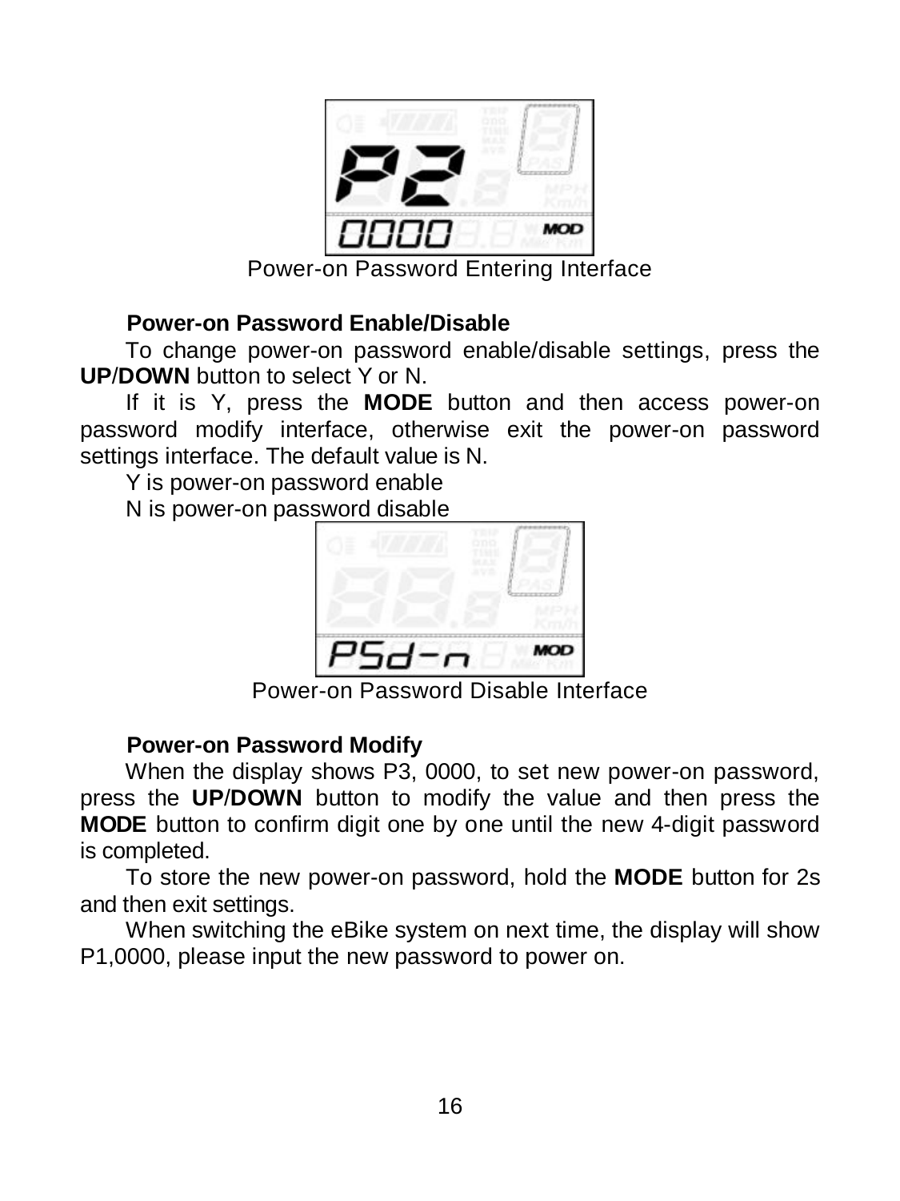Power-on Password Entering Interface

**Power-on Password Enable/Disable**

To change power-on password enable/disable settings, press the **UP**/**DOWN** button to select Y or N.

If it is Y, press the **MODE** button and then access power-on password modify interface, otherwise exit the power-on password settings interface. The default value is N.

Y is power-on password enable

N is power-on password disable

Power-on Password Disable Interface

**Power-on Password Modify**

When the display shows P3, 0000, to set new power-on password, press the **UP**/**DOWN** button to modify the value and then press the **MODE** button to confirm digit one by one until the new 4-digit password is completed.

To store the new power-on password, hold the **MODE** button for 2s and then exit settings.

When switching the eBike system on next time, the display will show P1,0000, please input the new password to power on.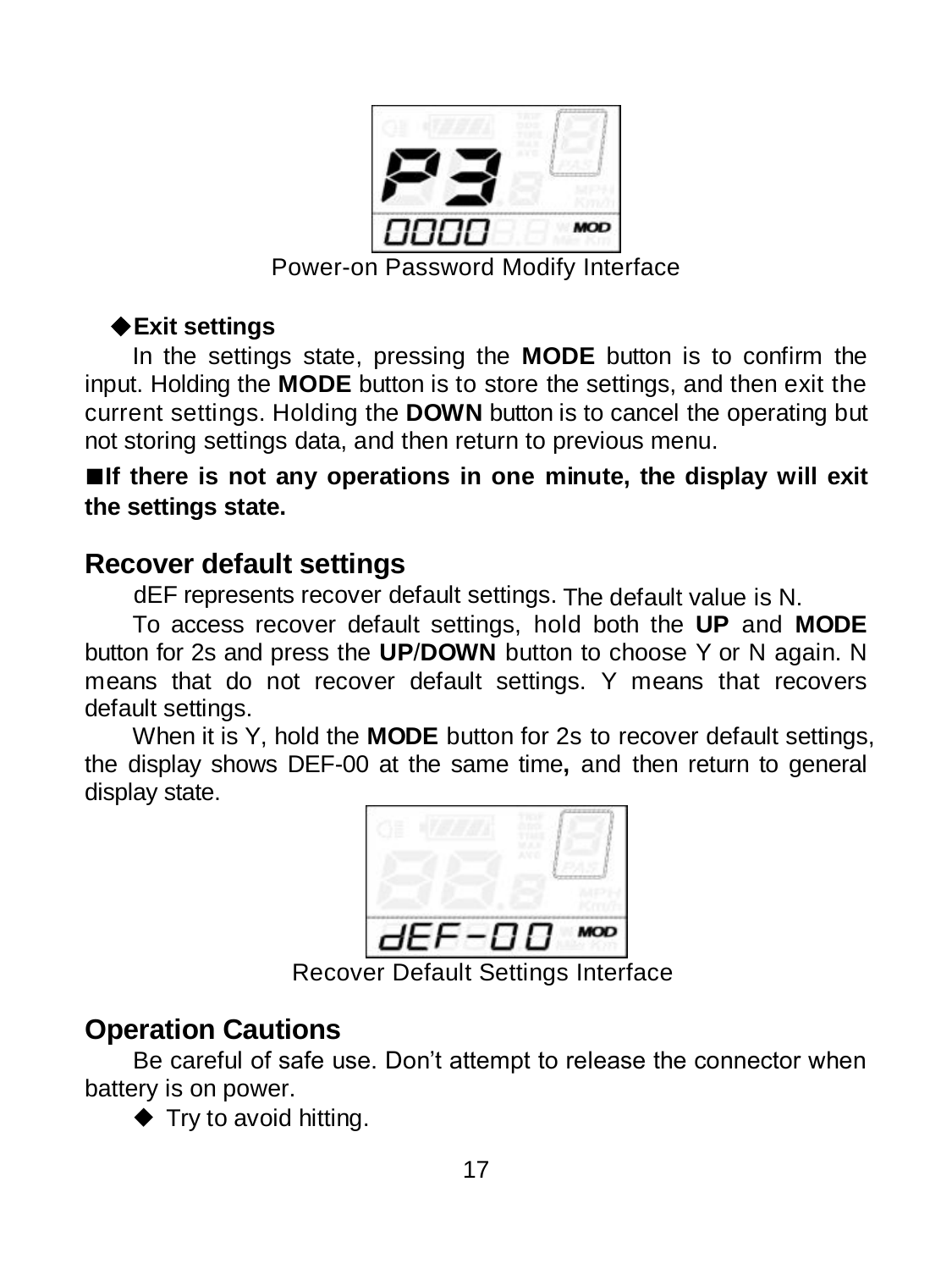Power-on Password Modify Interface

◆**Exit settings**

In the settings state, pressing the **MODE** button is to confirm the input. Holding the **MODE** button is to store the settings, and then exit the current settings. Holding the **DOWN** button is to cancel the operating but not storing settings data, and then return to previous menu.

■**If there is not any operations in one minute, the display will exit the settings state.**

## Recover default settings

dEF represents recover default settings. The default value is N.

To access recover default settings, hold both the **UP** and **MODE** button for 2s and press the **UP**/**DOWN** button to choose Y or N again. N means that do not recover default settings. Y means that recovers default settings.

When it is Y, hold the **MODE** button for 2s to recover default settings, the display shows DEF-00 at the same time**,** and then return to general display state.

Recover Default Settings Interface

## Operation Cautions

Be careful of safe use. Don't attempt to release the connector when battery is on power.

◆ Try to avoid hitting.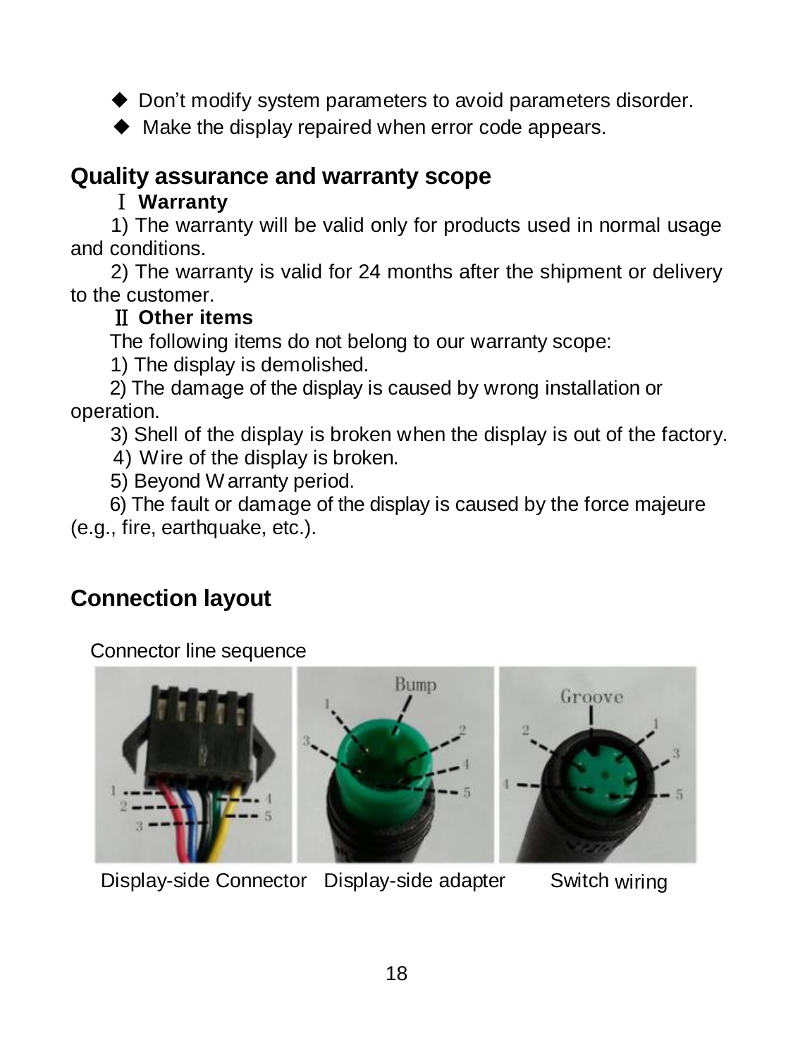- ◆ Don't modify system parameters to avoid parameters disorder.
- ◆ Make the display repaired when error code appears.

## Quality assurance and warranty scope

**Ⅰ Warranty**

1) The warranty will be valid only for products used in normal usage and conditions.

2) The warranty is valid for 24 months after the shipment or delivery to the customer.

**Ⅱ Other items**

The following items do not belong to our warranty scope:

1) The display is demolished.

2) The damage of the display is caused by wrong installation or operation.

3) Shell of the display is broken when the display is out of the factory.

4) Wire of the display is broken.

5) Beyond Warranty period.

6) The fault or damage of the display is caused by the force majeure (e.g., fire, earthquake, etc.).

## Connection layout

Connector line sequence

Display-side Connector Display-side adapter Switch wiring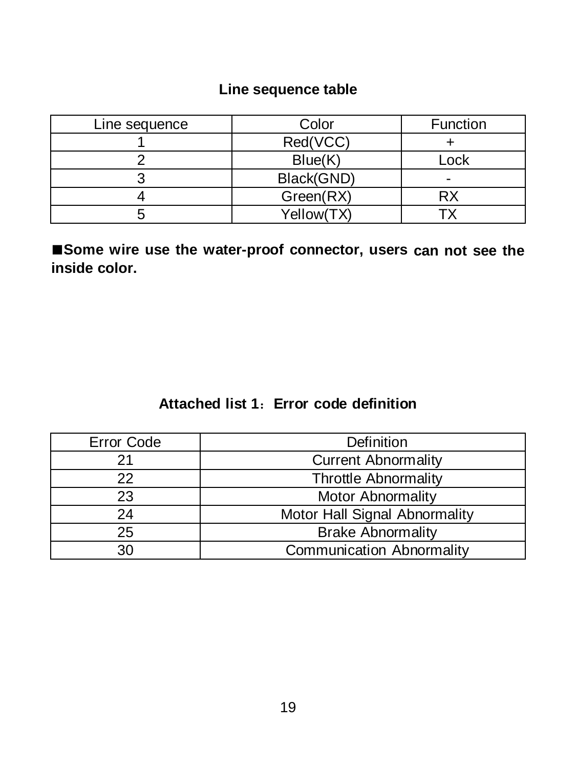## Line sequence table

| Line sequence | Color | Function |
|---|---|---|
| 1 | Red(VCC) | + |
| 2 | Blue(K) | Lock |
| 3 | Black(GND) | - |
| 4 | Green(RX) | RX |
| 5 | Yellow(TX) | TX |

■**Some wire use the water-proof connector, users can not see the inside color.**

## Attached list 1：Error code definition

| Error Code | Definition |
|---|---|
| 21 | Current Abnormality |
| 22 | Throttle Abnormality |
| 23 | Motor Abnormality |
| 24 | Motor Hall Signal Abnormality |
| 25 | Brake Abnormality |
| 30 | Communication Abnormality |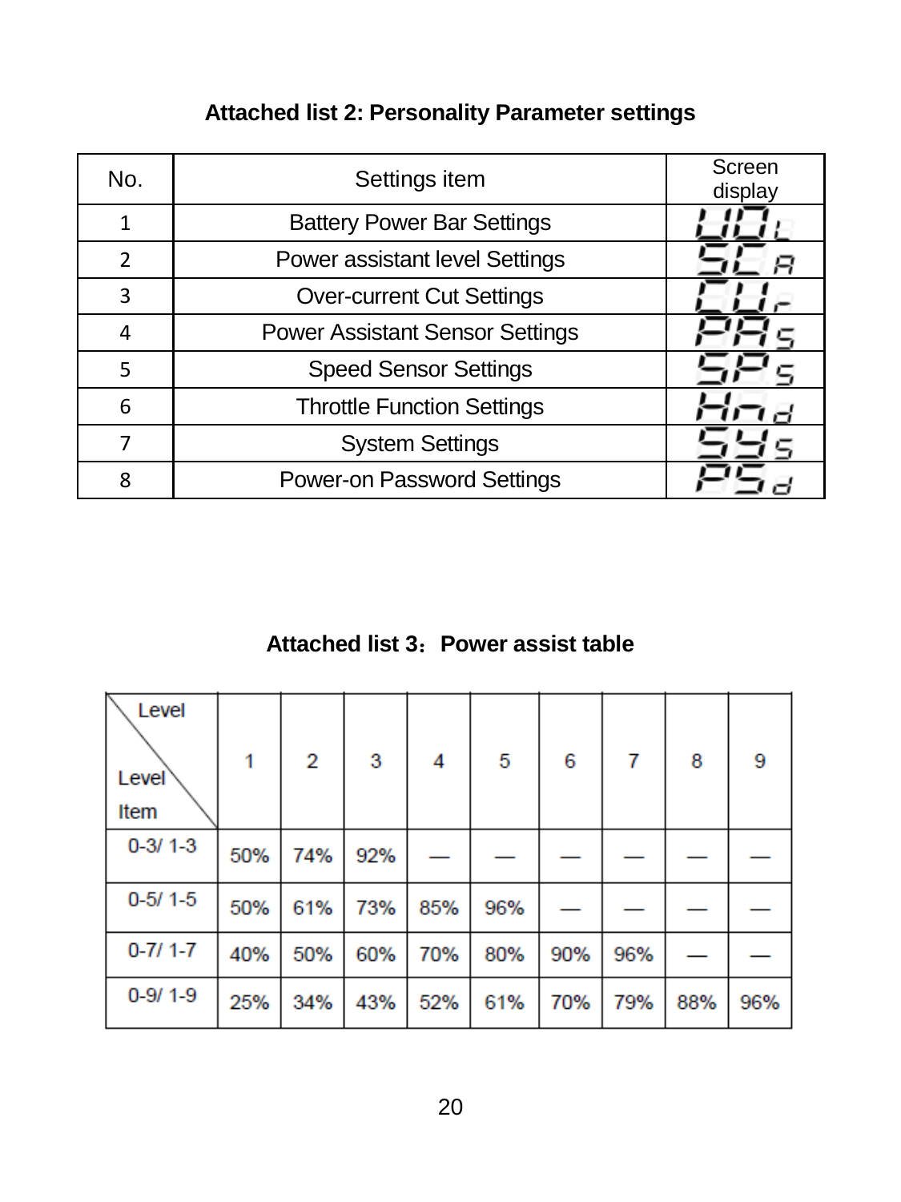## Attached list 2: Personality Parameter settings

| No. | Settings item | Screen display |
|---|---|---|
| 1 | Battery Power Bar Settings | UOL |
| 2 | Power assistant level Settings | SCA |
| 3 | Over-current Cut Settings | CUr |
| 4 | Power Assistant Sensor Settings | PAS |
| 5 | Speed Sensor Settings | SPS |
| 6 | Throttle Function Settings | Hnd |
| 7 | System Settings | SYS |
| 8 | Power-on Password Settings | PSd |

## Attached list 3：Power assist table

| Level Item \ Level | 1 | 2 | 3 | 4 | 5 | 6 | 7 | 8 | 9 |
|---|---|---|---|---|---|---|---|---|---|
| 0-3/ 1-3 | 50% | 74% | 92% | — | — | — | — | — | — |
| 0-5/ 1-5 | 50% | 61% | 73% | 85% | 96% | — | — | — | — |
| 0-7/ 1-7 | 40% | 50% | 60% | 70% | 80% | 90% | 96% | — | — |
| 0-9/ 1-9 | 25% | 34% | 43% | 52% | 61% | 70% | 79% | 88% | 96% |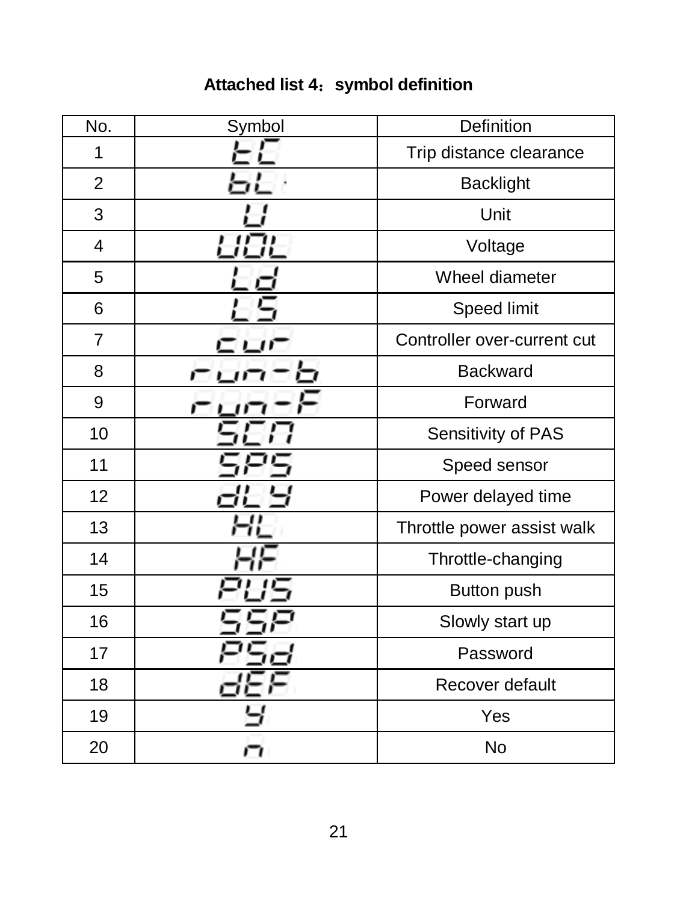**Attached list 4：symbol definition**

| No. | Symbol | Definition |
|---|---|---|
| 1 | tC | Trip distance clearance |
| 2 | bL | Backlight |
| 3 | U | Unit |
| 4 | UOL | Voltage |
| 5 | Ld | Wheel diameter |
| 6 | LS | Speed limit |
| 7 | cur | Controller over-current cut |
| 8 | run-b | Backward |
| 9 | run-F | Forward |
| 10 | SCn | Sensitivity of PAS |
| 11 | SPS | Speed sensor |
| 12 | dLY | Power delayed time |
| 13 | HL | Throttle power assist walk |
| 14 | HF | Throttle-changing |
| 15 | PUS | Button push |
| 16 | SSP | Slowly start up |
| 17 | PSd | Password |
| 18 | dEF | Recover default |
| 19 | y | Yes |
| 20 | n | No |